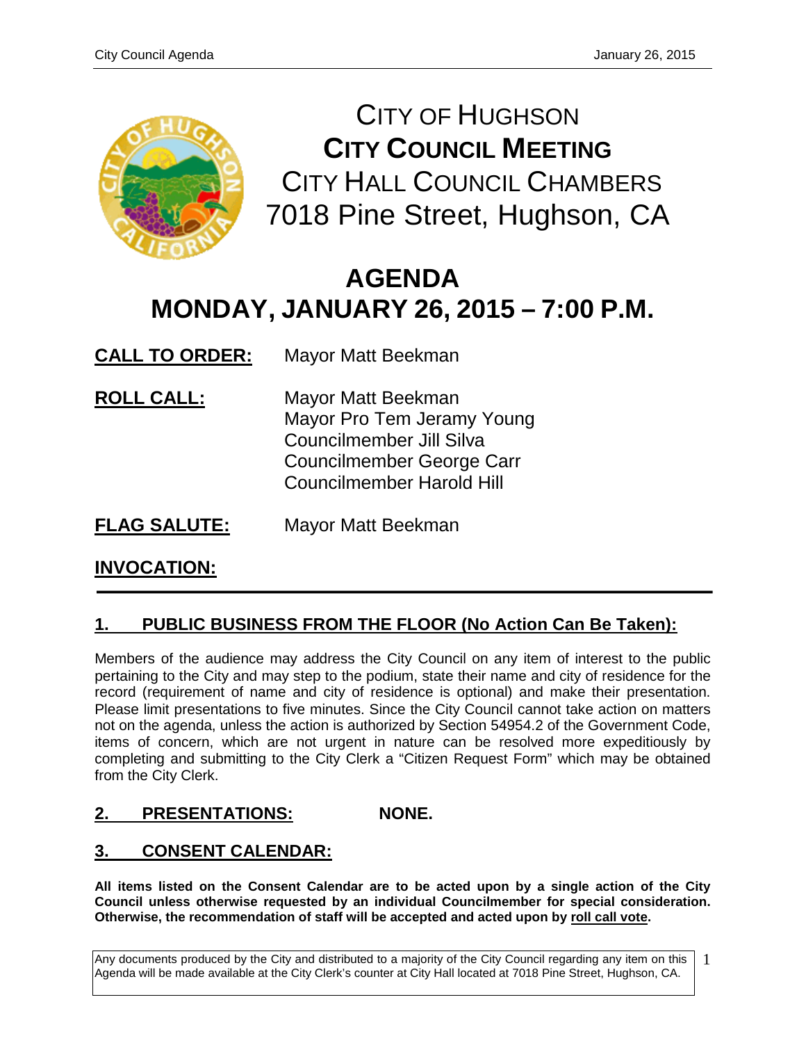# CITY OF HUGHSON
## CITY COUNCIL MEETING
CITY HALL COUNCIL CHAMBERS
7018 Pine Street, Hughson, CA

# AGENDA
# MONDAY, JANUARY 26, 2015 – 7:00 P.M.

**CALL TO ORDER:** Mayor Matt Beekman

**ROLL CALL:** Mayor Matt Beekman
Mayor Pro Tem Jeramy Young
Councilmember Jill Silva
Councilmember George Carr
Councilmember Harold Hill

**FLAG SALUTE:** Mayor Matt Beekman

**INVOCATION:**

---

## 1. PUBLIC BUSINESS FROM THE FLOOR (No Action Can Be Taken):

Members of the audience may address the City Council on any item of interest to the public pertaining to the City and may step to the podium, state their name and city of residence for the record (requirement of name and city of residence is optional) and make their presentation. Please limit presentations to five minutes. Since the City Council cannot take action on matters not on the agenda, unless the action is authorized by Section 54954.2 of the Government Code, items of concern, which are not urgent in nature can be resolved more expeditiously by completing and submitting to the City Clerk a "Citizen Request Form" which may be obtained from the City Clerk.

## 2. PRESENTATIONS: NONE.

## 3. CONSENT CALENDAR:

**All items listed on the Consent Calendar are to be acted upon by a single action of the City Council unless otherwise requested by an individual Councilmember for special consideration. Otherwise, the recommendation of staff will be accepted and acted upon by roll call vote.**

Any documents produced by the City and distributed to a majority of the City Council regarding any item on this Agenda will be made available at the City Clerk's counter at City Hall located at 7018 Pine Street, Hughson, CA.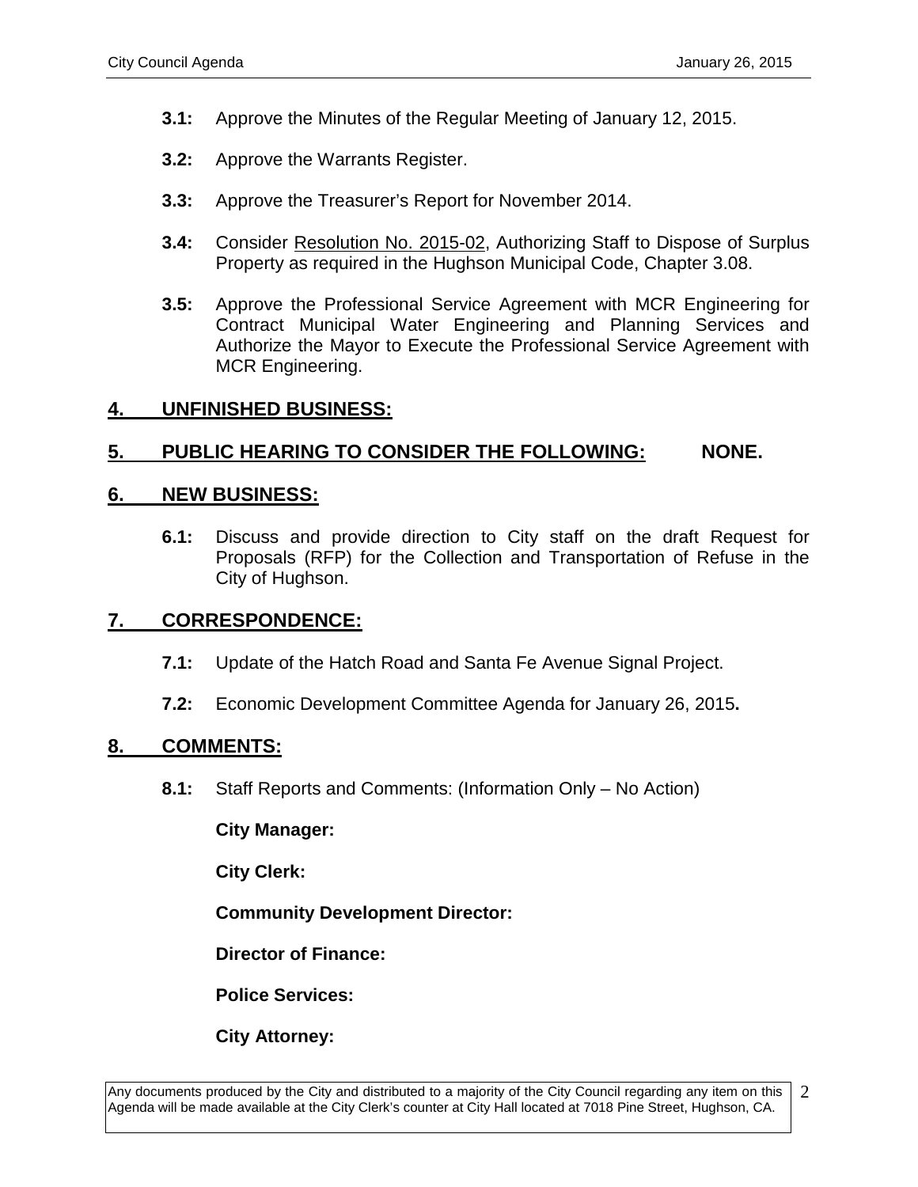**3.1:** Approve the Minutes of the Regular Meeting of January 12, 2015.

**3.2:** Approve the Warrants Register.

**3.3:** Approve the Treasurer's Report for November 2014.

**3.4:** Consider Resolution No. 2015-02, Authorizing Staff to Dispose of Surplus Property as required in the Hughson Municipal Code, Chapter 3.08.

**3.5:** Approve the Professional Service Agreement with MCR Engineering for Contract Municipal Water Engineering and Planning Services and Authorize the Mayor to Execute the Professional Service Agreement with MCR Engineering.

## 4. UNFINISHED BUSINESS:

## 5. PUBLIC HEARING TO CONSIDER THE FOLLOWING: NONE.

## 6. NEW BUSINESS:

**6.1:** Discuss and provide direction to City staff on the draft Request for Proposals (RFP) for the Collection and Transportation of Refuse in the City of Hughson.

## 7. CORRESPONDENCE:

**7.1:** Update of the Hatch Road and Santa Fe Avenue Signal Project.

**7.2:** Economic Development Committee Agenda for January 26, 2015**.**

## 8. COMMENTS:

**8.1:** Staff Reports and Comments: (Information Only – No Action)

**City Manager:**

**City Clerk:**

**Community Development Director:**

**Director of Finance:**

**Police Services:**

**City Attorney:**

Any documents produced by the City and distributed to a majority of the City Council regarding any item on this Agenda will be made available at the City Clerk's counter at City Hall located at 7018 Pine Street, Hughson, CA.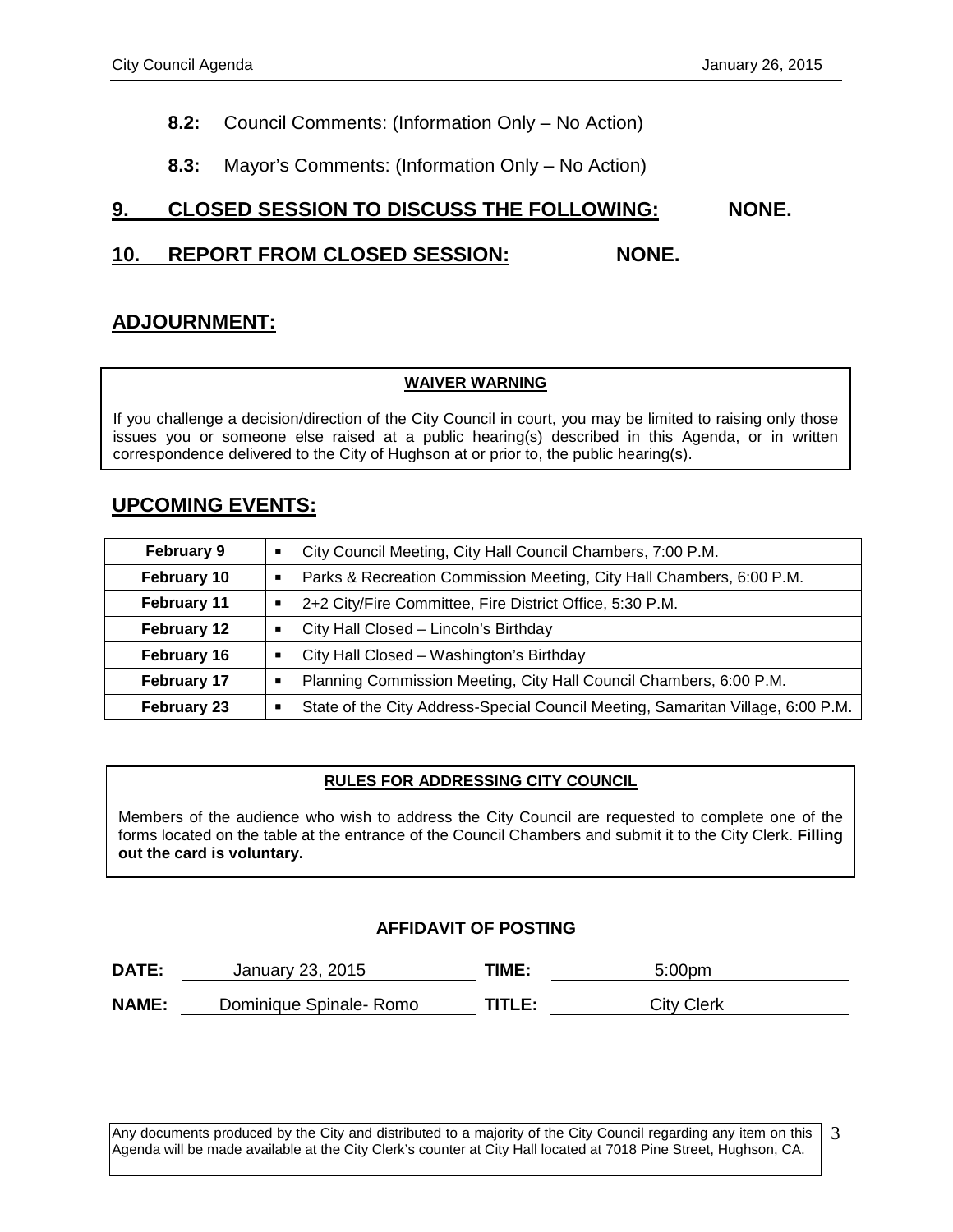**8.2:** Council Comments: (Information Only – No Action)

**8.3:** Mayor's Comments: (Information Only – No Action)

## 9. CLOSED SESSION TO DISCUSS THE FOLLOWING: NONE.

## 10. REPORT FROM CLOSED SESSION: NONE.

## ADJOURNMENT:

**WAIVER WARNING**

If you challenge a decision/direction of the City Council in court, you may be limited to raising only those issues you or someone else raised at a public hearing(s) described in this Agenda, or in written correspondence delivered to the City of Hughson at or prior to, the public hearing(s).

## UPCOMING EVENTS:

| | |
|---|---|
| **February 9** | ▪ City Council Meeting, City Hall Council Chambers, 7:00 P.M. |
| **February 10** | ▪ Parks & Recreation Commission Meeting, City Hall Chambers, 6:00 P.M. |
| **February 11** | ▪ 2+2 City/Fire Committee, Fire District Office, 5:30 P.M. |
| **February 12** | ▪ City Hall Closed – Lincoln's Birthday |
| **February 16** | ▪ City Hall Closed – Washington's Birthday |
| **February 17** | ▪ Planning Commission Meeting, City Hall Council Chambers, 6:00 P.M. |
| **February 23** | ▪ State of the City Address-Special Council Meeting, Samaritan Village, 6:00 P.M. |

**RULES FOR ADDRESSING CITY COUNCIL**

Members of the audience who wish to address the City Council are requested to complete one of the forms located on the table at the entrance of the Council Chambers and submit it to the City Clerk. **Filling out the card is voluntary.**

**AFFIDAVIT OF POSTING**

**DATE:** January 23, 2015 **TIME:** 5:00pm

**NAME:** Dominique Spinale- Romo **TITLE:** City Clerk

Any documents produced by the City and distributed to a majority of the City Council regarding any item on this Agenda will be made available at the City Clerk's counter at City Hall located at 7018 Pine Street, Hughson, CA.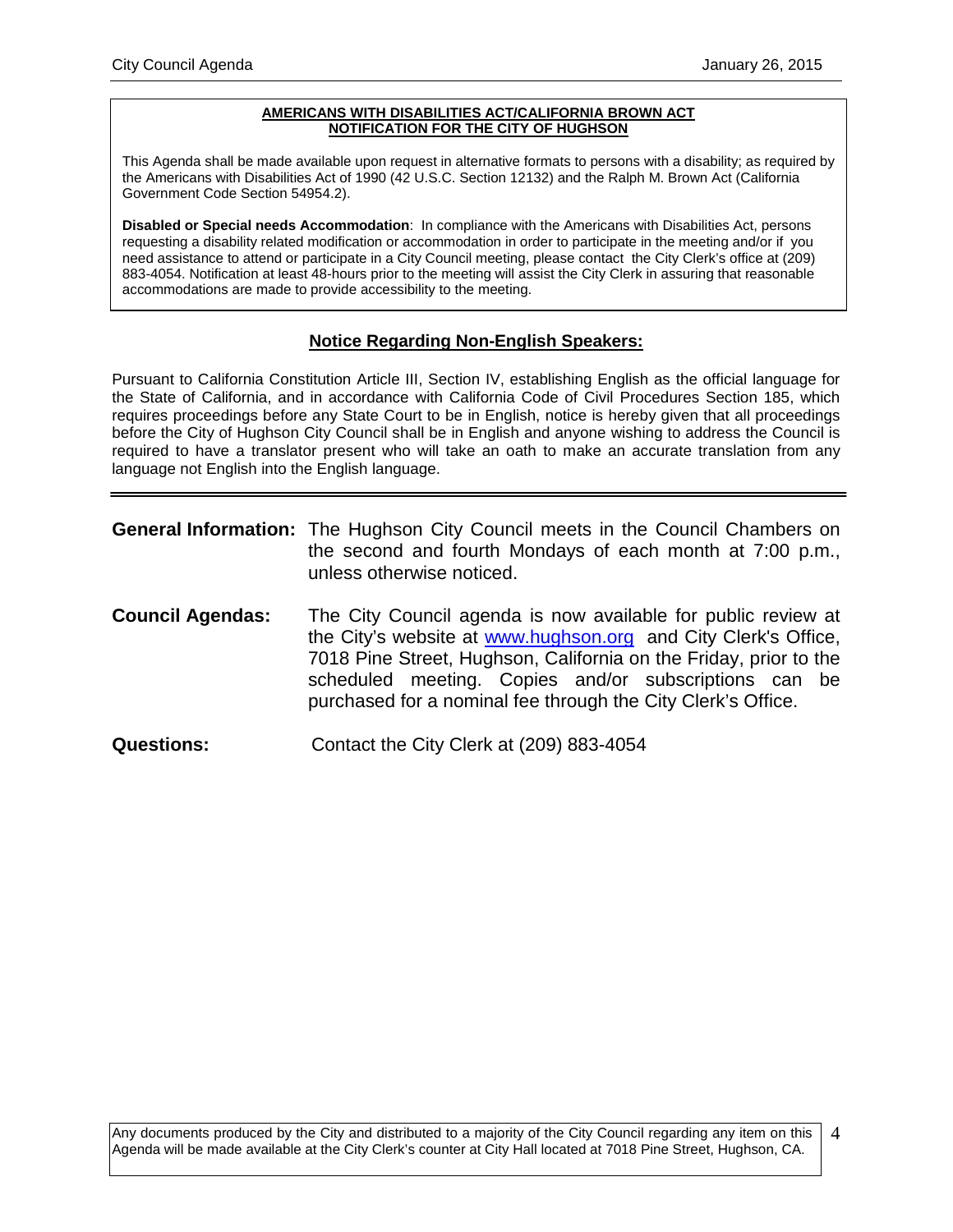**AMERICANS WITH DISABILITIES ACT/CALIFORNIA BROWN ACT NOTIFICATION FOR THE CITY OF HUGHSON**

This Agenda shall be made available upon request in alternative formats to persons with a disability; as required by the Americans with Disabilities Act of 1990 (42 U.S.C. Section 12132) and the Ralph M. Brown Act (California Government Code Section 54954.2).

**Disabled or Special needs Accommodation**: In compliance with the Americans with Disabilities Act, persons requesting a disability related modification or accommodation in order to participate in the meeting and/or if you need assistance to attend or participate in a City Council meeting, please contact the City Clerk's office at (209) 883-4054. Notification at least 48-hours prior to the meeting will assist the City Clerk in assuring that reasonable accommodations are made to provide accessibility to the meeting.

## Notice Regarding Non-English Speakers:

Pursuant to California Constitution Article III, Section IV, establishing English as the official language for the State of California, and in accordance with California Code of Civil Procedures Section 185, which requires proceedings before any State Court to be in English, notice is hereby given that all proceedings before the City of Hughson City Council shall be in English and anyone wishing to address the Council is required to have a translator present who will take an oath to make an accurate translation from any language not English into the English language.

---

**General Information:** The Hughson City Council meets in the Council Chambers on the second and fourth Mondays of each month at 7:00 p.m., unless otherwise noticed.

**Council Agendas:** The City Council agenda is now available for public review at the City's website at www.hughson.org and City Clerk's Office, 7018 Pine Street, Hughson, California on the Friday, prior to the scheduled meeting. Copies and/or subscriptions can be purchased for a nominal fee through the City Clerk's Office.

**Questions:** Contact the City Clerk at (209) 883-4054

Any documents produced by the City and distributed to a majority of the City Council regarding any item on this Agenda will be made available at the City Clerk's counter at City Hall located at 7018 Pine Street, Hughson, CA.